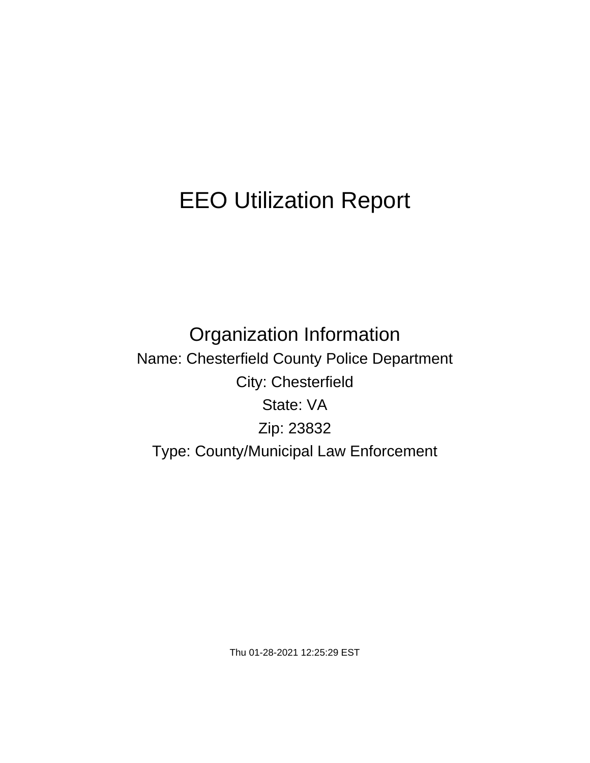# EEO Utilization Report

## Organization Information

Name: Chesterfield County Police Department

City: Chesterfield

State: VA

Zip: 23832

Type: County/Municipal Law Enforcement

Thu 01-28-2021 12:25:29 EST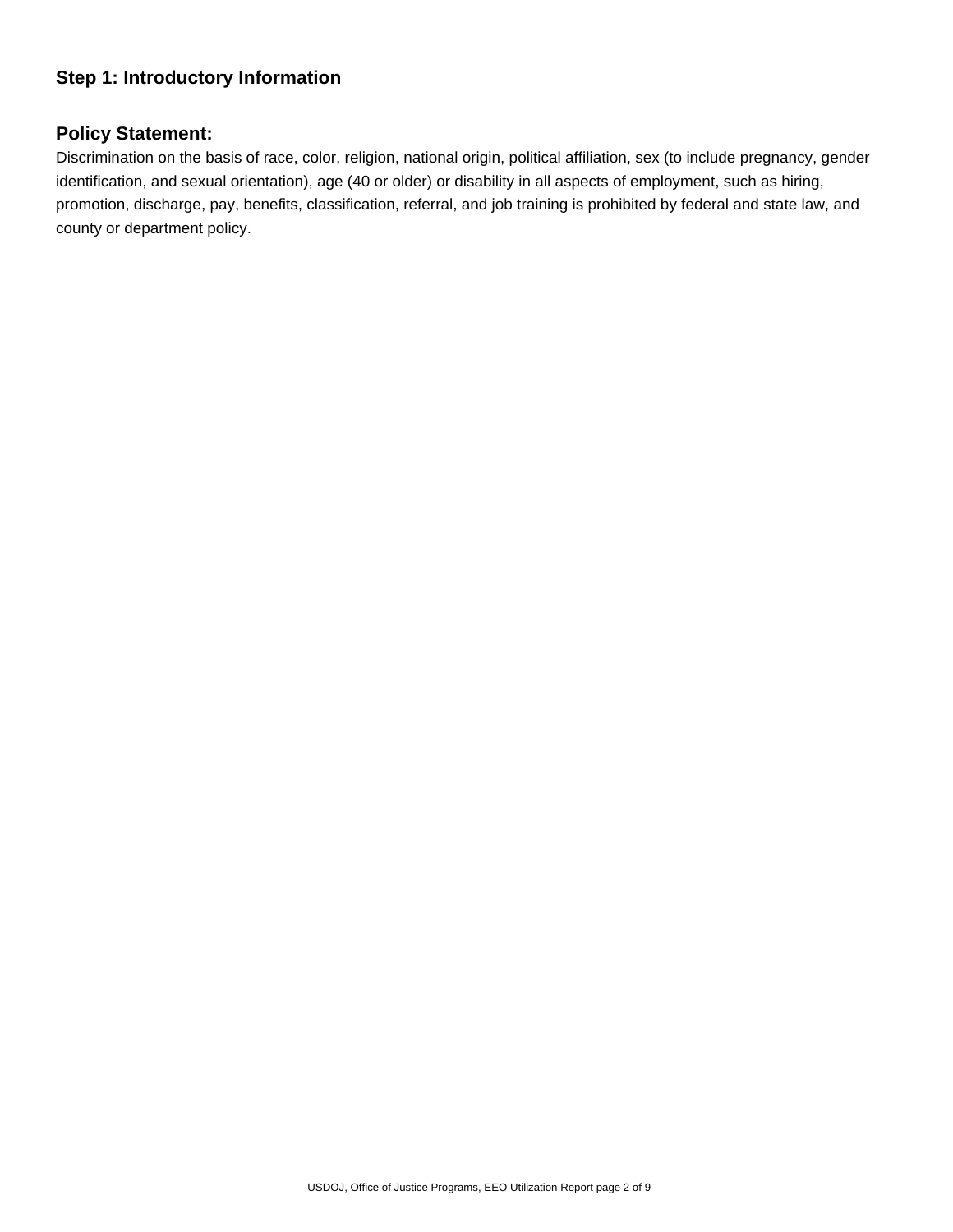## Step 1: Introductory Information

### Policy Statement:

Discrimination on the basis of race, color, religion, national origin, political affiliation, sex (to include pregnancy, gender identification, and sexual orientation), age (40 or older) or disability in all aspects of employment, such as hiring, promotion, discharge, pay, benefits, classification, referral, and job training is prohibited by federal and state law, and county or department policy.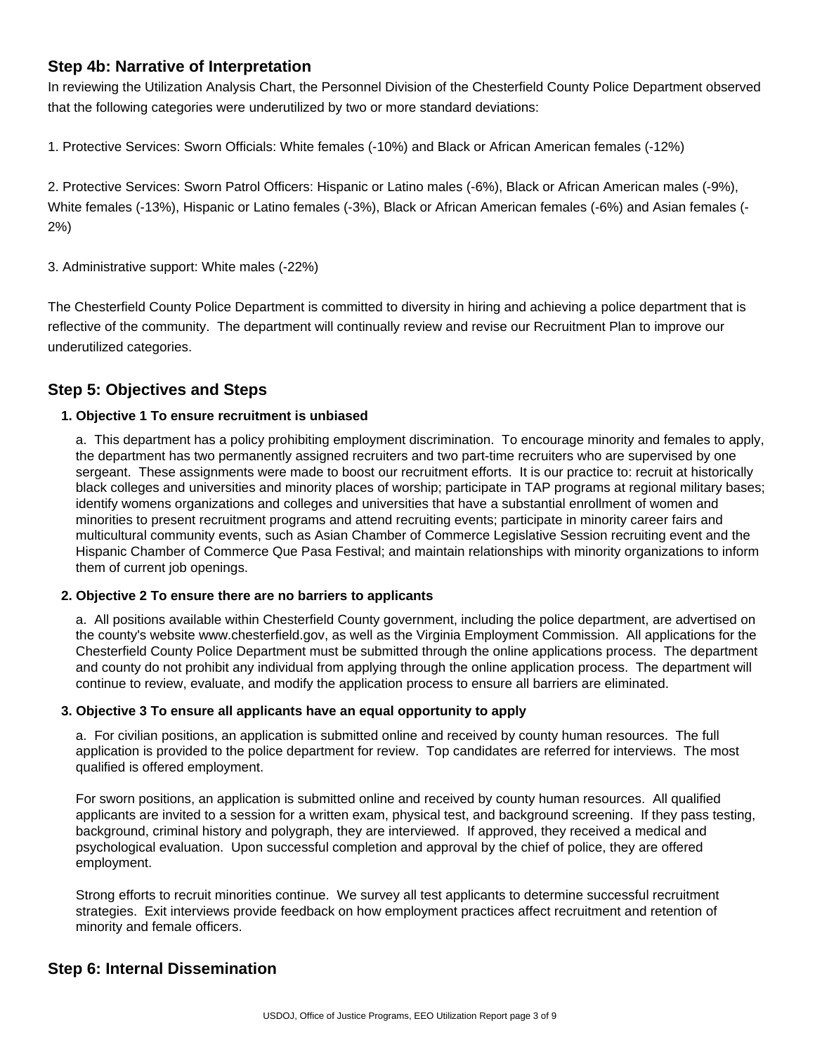## Step 4b: Narrative of Interpretation

In reviewing the Utilization Analysis Chart, the Personnel Division of the Chesterfield County Police Department observed that the following categories were underutilized by two or more standard deviations:

1. Protective Services: Sworn Officials: White females (-10%) and Black or African American females (-12%)

2. Protective Services: Sworn Patrol Officers: Hispanic or Latino males (-6%), Black or African American males (-9%), White females (-13%), Hispanic or Latino females (-3%), Black or African American females (-6%) and Asian females (-2%)

3. Administrative support: White males (-22%)

The Chesterfield County Police Department is committed to diversity in hiring and achieving a police department that is reflective of the community. The department will continually review and revise our Recruitment Plan to improve our underutilized categories.

## Step 5: Objectives and Steps

1. **Objective 1 To ensure recruitment is unbiased**

   a. This department has a policy prohibiting employment discrimination. To encourage minority and females to apply, the department has two permanently assigned recruiters and two part-time recruiters who are supervised by one sergeant. These assignments were made to boost our recruitment efforts. It is our practice to: recruit at historically black colleges and universities and minority places of worship; participate in TAP programs at regional military bases; identify womens organizations and colleges and universities that have a substantial enrollment of women and minorities to present recruitment programs and attend recruiting events; participate in minority career fairs and multicultural community events, such as Asian Chamber of Commerce Legislative Session recruiting event and the Hispanic Chamber of Commerce Que Pasa Festival; and maintain relationships with minority organizations to inform them of current job openings.

2. **Objective 2 To ensure there are no barriers to applicants**

   a. All positions available within Chesterfield County government, including the police department, are advertised on the county's website www.chesterfield.gov, as well as the Virginia Employment Commission. All applications for the Chesterfield County Police Department must be submitted through the online applications process. The department and county do not prohibit any individual from applying through the online application process. The department will continue to review, evaluate, and modify the application process to ensure all barriers are eliminated.

3. **Objective 3 To ensure all applicants have an equal opportunity to apply**

   a. For civilian positions, an application is submitted online and received by county human resources. The full application is provided to the police department for review. Top candidates are referred for interviews. The most qualified is offered employment.

   For sworn positions, an application is submitted online and received by county human resources. All qualified applicants are invited to a session for a written exam, physical test, and background screening. If they pass testing, background, criminal history and polygraph, they are interviewed. If approved, they received a medical and psychological evaluation. Upon successful completion and approval by the chief of police, they are offered employment.

   Strong efforts to recruit minorities continue. We survey all test applicants to determine successful recruitment strategies. Exit interviews provide feedback on how employment practices affect recruitment and retention of minority and female officers.

## Step 6: Internal Dissemination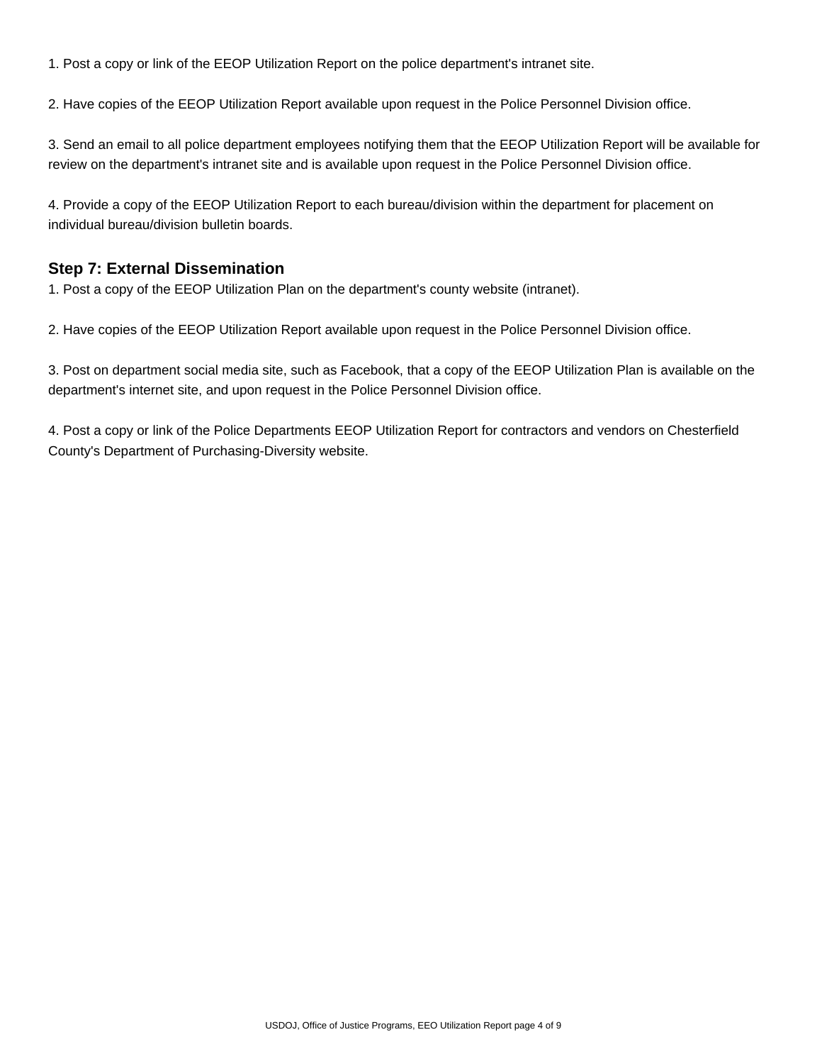1. Post a copy or link of the EEOP Utilization Report on the police department's intranet site.

2. Have copies of the EEOP Utilization Report available upon request in the Police Personnel Division office.

3. Send an email to all police department employees notifying them that the EEOP Utilization Report will be available for review on the department's intranet site and is available upon request in the Police Personnel Division office.

4. Provide a copy of the EEOP Utilization Report to each bureau/division within the department for placement on individual bureau/division bulletin boards.

### Step 7: External Dissemination

1. Post a copy of the EEOP Utilization Plan on the department's county website (intranet).

2. Have copies of the EEOP Utilization Report available upon request in the Police Personnel Division office.

3. Post on department social media site, such as Facebook, that a copy of the EEOP Utilization Plan is available on the department's internet site, and upon request in the Police Personnel Division office.

4. Post a copy or link of the Police Departments EEOP Utilization Report for contractors and vendors on Chesterfield County's Department of Purchasing-Diversity website.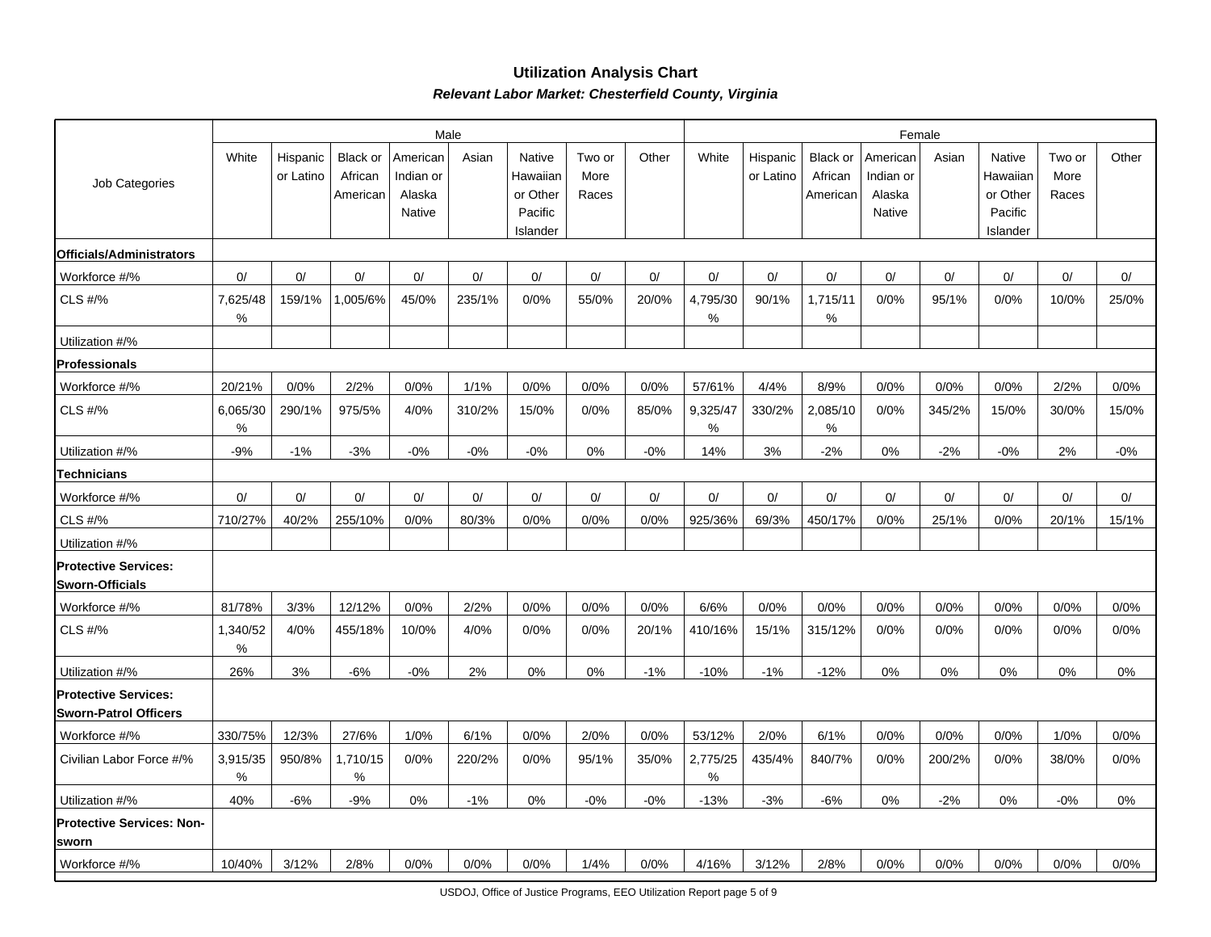## Utilization Analysis Chart

***Relevant Labor Market: Chesterfield County, Virginia***

| Job Categories | Male | | | | | | | | Female | | | | | | | |
|---|---|---|---|---|---|---|---|---|---|---|---|---|---|---|---|---|
| | White | Hispanic or Latino | Black or African American | American Indian or Alaska Native | Asian | Native Hawaiian or Other Pacific Islander | Two or More Races | Other | White | Hispanic or Latino | Black or African American | American Indian or Alaska Native | Asian | Native Hawaiian or Other Pacific Islander | Two or More Races | Other |
| **Officials/Administrators** | | | | | | | | | | | | | | | | |
| Workforce #/% | 0/ | 0/ | 0/ | 0/ | 0/ | 0/ | 0/ | 0/ | 0/ | 0/ | 0/ | 0/ | 0/ | 0/ | 0/ | 0/ |
| CLS #/% | 7,625/48% | 159/1% | 1,005/6% | 45/0% | 235/1% | 0/0% | 55/0% | 20/0% | 4,795/30% | 90/1% | 1,715/11% | 0/0% | 95/1% | 0/0% | 10/0% | 25/0% |
| Utilization #/% | | | | | | | | | | | | | | | | |
| **Professionals** | | | | | | | | | | | | | | | | |
| Workforce #/% | 20/21% | 0/0% | 2/2% | 0/0% | 1/1% | 0/0% | 0/0% | 0/0% | 57/61% | 4/4% | 8/9% | 0/0% | 0/0% | 0/0% | 2/2% | 0/0% |
| CLS #/% | 6,065/30% | 290/1% | 975/5% | 4/0% | 310/2% | 15/0% | 0/0% | 85/0% | 9,325/47% | 330/2% | 2,085/10% | 0/0% | 345/2% | 15/0% | 30/0% | 15/0% |
| Utilization #/% | -9% | -1% | -3% | -0% | -0% | -0% | 0% | -0% | 14% | 3% | -2% | 0% | -2% | -0% | 2% | -0% |
| **Technicians** | | | | | | | | | | | | | | | | |
| Workforce #/% | 0/ | 0/ | 0/ | 0/ | 0/ | 0/ | 0/ | 0/ | 0/ | 0/ | 0/ | 0/ | 0/ | 0/ | 0/ | 0/ |
| CLS #/% | 710/27% | 40/2% | 255/10% | 0/0% | 80/3% | 0/0% | 0/0% | 0/0% | 925/36% | 69/3% | 450/17% | 0/0% | 25/1% | 0/0% | 20/1% | 15/1% |
| Utilization #/% | | | | | | | | | | | | | | | | |
| **Protective Services: Sworn-Officials** | | | | | | | | | | | | | | | | |
| Workforce #/% | 81/78% | 3/3% | 12/12% | 0/0% | 2/2% | 0/0% | 0/0% | 0/0% | 6/6% | 0/0% | 0/0% | 0/0% | 0/0% | 0/0% | 0/0% | 0/0% |
| CLS #/% | 1,340/52% | 4/0% | 455/18% | 10/0% | 4/0% | 0/0% | 0/0% | 20/1% | 410/16% | 15/1% | 315/12% | 0/0% | 0/0% | 0/0% | 0/0% | 0/0% |
| Utilization #/% | 26% | 3% | -6% | -0% | 2% | 0% | 0% | -1% | -10% | -1% | -12% | 0% | 0% | 0% | 0% | 0% |
| **Protective Services: Sworn-Patrol Officers** | | | | | | | | | | | | | | | | |
| Workforce #/% | 330/75% | 12/3% | 27/6% | 1/0% | 6/1% | 0/0% | 2/0% | 0/0% | 53/12% | 2/0% | 6/1% | 0/0% | 0/0% | 0/0% | 1/0% | 0/0% |
| Civilian Labor Force #/% | 3,915/35% | 950/8% | 1,710/15% | 0/0% | 220/2% | 0/0% | 95/1% | 35/0% | 2,775/25% | 435/4% | 840/7% | 0/0% | 200/2% | 0/0% | 38/0% | 0/0% |
| Utilization #/% | 40% | -6% | -9% | 0% | -1% | 0% | -0% | -0% | -13% | -3% | -6% | 0% | -2% | 0% | -0% | 0% |
| **Protective Services: Non-sworn** | | | | | | | | | | | | | | | | |
| Workforce #/% | 10/40% | 3/12% | 2/8% | 0/0% | 0/0% | 0/0% | 1/4% | 0/0% | 4/16% | 3/12% | 2/8% | 0/0% | 0/0% | 0/0% | 0/0% | 0/0% |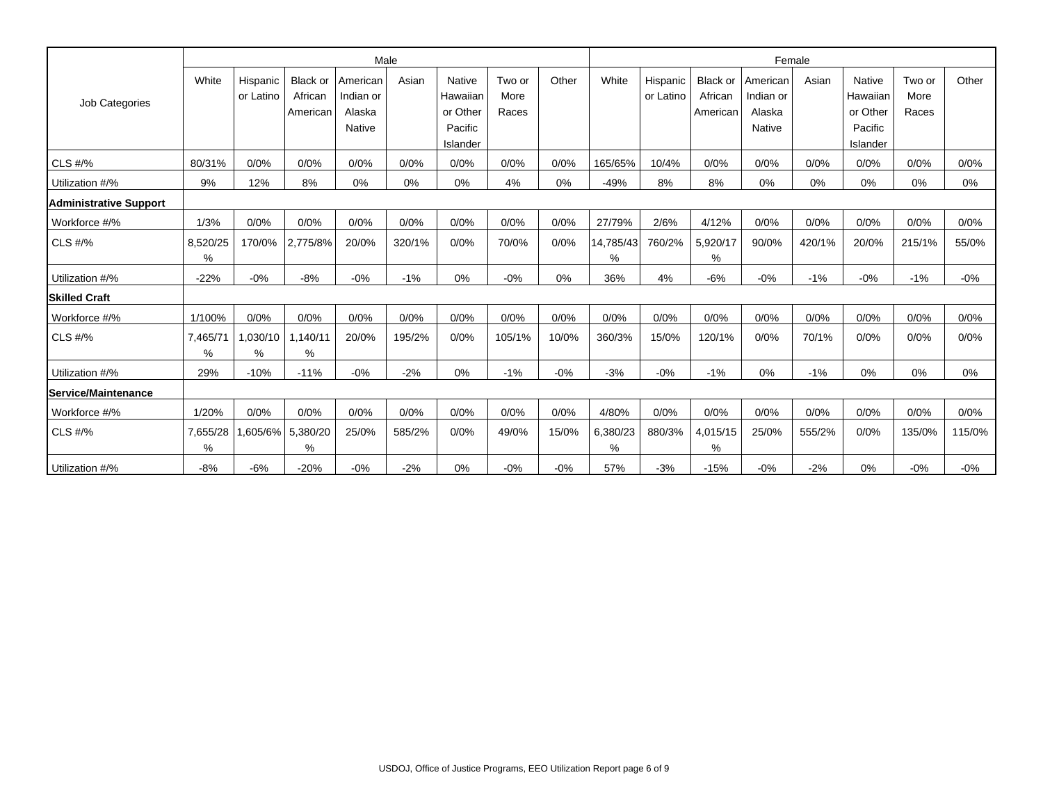| Job Categories | Male | | | | | | | | Female | | | | | | | |
|---|---|---|---|---|---|---|---|---|---|---|---|---|---|---|---|---|
| | White | Hispanic or Latino | Black or African American | American Indian or Alaska Native | Asian | Native Hawaiian or Other Pacific Islander | Two or More Races | Other | White | Hispanic or Latino | Black or African American | American Indian or Alaska Native | Asian | Native Hawaiian or Other Pacific Islander | Two or More Races | Other |
| CLS #/% | 80/31% | 0/0% | 0/0% | 0/0% | 0/0% | 0/0% | 0/0% | 0/0% | 165/65% | 10/4% | 0/0% | 0/0% | 0/0% | 0/0% | 0/0% | 0/0% |
| Utilization #/% | 9% | 12% | 8% | 0% | 0% | 0% | 4% | 0% | -49% | 8% | 8% | 0% | 0% | 0% | 0% | 0% |
| **Administrative Support** | | | | | | | | | | | | | | | | |
| Workforce #/% | 1/3% | 0/0% | 0/0% | 0/0% | 0/0% | 0/0% | 0/0% | 0/0% | 27/79% | 2/6% | 4/12% | 0/0% | 0/0% | 0/0% | 0/0% | 0/0% |
| CLS #/% | 8,520/25% | 170/0% | 2,775/8% | 20/0% | 320/1% | 0/0% | 70/0% | 0/0% | 14,785/43% | 760/2% | 5,920/17% | 90/0% | 420/1% | 20/0% | 215/1% | 55/0% |
| Utilization #/% | -22% | -0% | -8% | -0% | -1% | 0% | -0% | 0% | 36% | 4% | -6% | -0% | -1% | -0% | -1% | -0% |
| **Skilled Craft** | | | | | | | | | | | | | | | | |
| Workforce #/% | 1/100% | 0/0% | 0/0% | 0/0% | 0/0% | 0/0% | 0/0% | 0/0% | 0/0% | 0/0% | 0/0% | 0/0% | 0/0% | 0/0% | 0/0% | 0/0% |
| CLS #/% | 7,465/71% | 1,030/10% | 1,140/11% | 20/0% | 195/2% | 0/0% | 105/1% | 10/0% | 360/3% | 15/0% | 120/1% | 0/0% | 70/1% | 0/0% | 0/0% | 0/0% |
| Utilization #/% | 29% | -10% | -11% | -0% | -2% | 0% | -1% | -0% | -3% | -0% | -1% | 0% | -1% | 0% | 0% | 0% |
| **Service/Maintenance** | | | | | | | | | | | | | | | | |
| Workforce #/% | 1/20% | 0/0% | 0/0% | 0/0% | 0/0% | 0/0% | 0/0% | 0/0% | 4/80% | 0/0% | 0/0% | 0/0% | 0/0% | 0/0% | 0/0% | 0/0% |
| CLS #/% | 7,655/28% | 1,605/6% | 5,380/20% | 25/0% | 585/2% | 0/0% | 49/0% | 15/0% | 6,380/23% | 880/3% | 4,015/15% | 25/0% | 555/2% | 0/0% | 135/0% | 115/0% |
| Utilization #/% | -8% | -6% | -20% | -0% | -2% | 0% | -0% | -0% | 57% | -3% | -15% | -0% | -2% | 0% | -0% | -0% |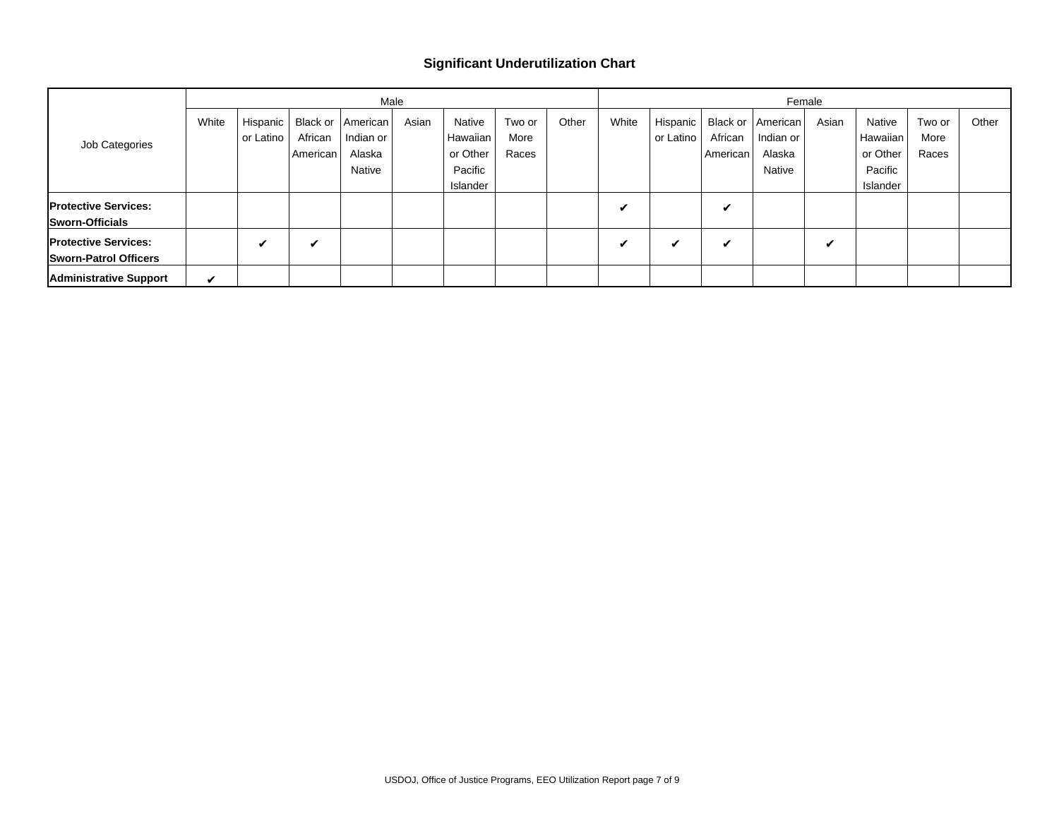## Significant Underutilization Chart

| Job Categories | Male | | | | | | | | Female | | | | | | | |
|---|---|---|---|---|---|---|---|---|---|---|---|---|---|---|---|---|
| | White | Hispanic or Latino | Black or African American | American Indian or Alaska Native | Asian | Native Hawaiian or Other Pacific Islander | Two or More Races | Other | White | Hispanic or Latino | Black or African American | American Indian or Alaska Native | Asian | Native Hawaiian or Other Pacific Islander | Two or More Races | Other |
| **Protective Services: Sworn-Officials** | | | | | | | | | ✔ | | ✔ | | | | | |
| **Protective Services: Sworn-Patrol Officers** | | ✔ | ✔ | | | | | | ✔ | ✔ | ✔ | | ✔ | | | |
| **Administrative Support** | ✔ | | | | | | | | | | | | | | | |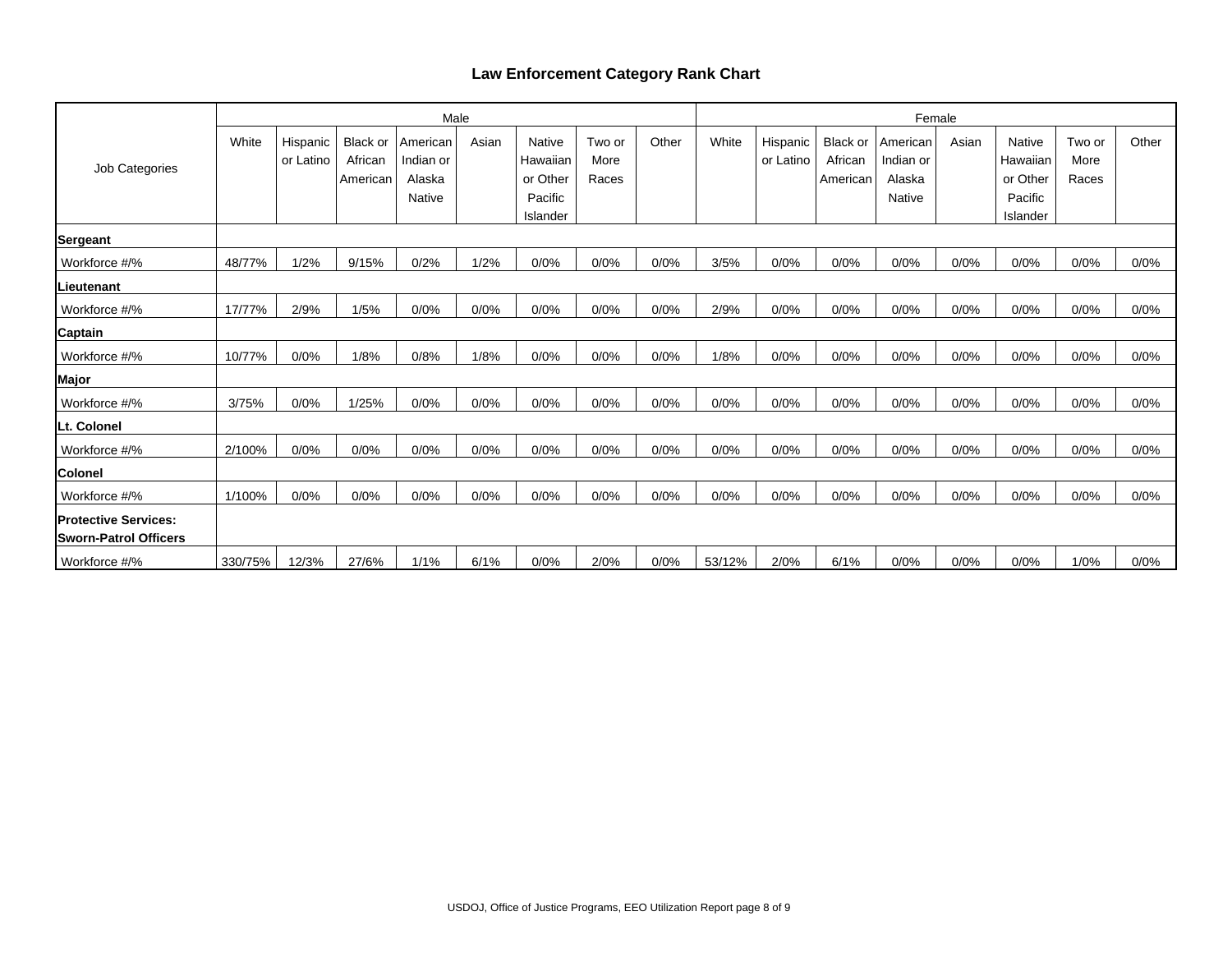# Law Enforcement Category Rank Chart

| Job Categories | Male | | | | | | | | Female | | | | | | | |
|---|---|---|---|---|---|---|---|---|---|---|---|---|---|---|---|---|
| | White | Hispanic or Latino | Black or African American | American Indian or Alaska Native | Asian | Native Hawaiian or Other Pacific Islander | Two or More Races | Other | White | Hispanic or Latino | Black or African American | American Indian or Alaska Native | Asian | Native Hawaiian or Other Pacific Islander | Two or More Races | Other |
| **Sergeant** | | | | | | | | | | | | | | | | |
| Workforce #/% | 48/77% | 1/2% | 9/15% | 0/2% | 1/2% | 0/0% | 0/0% | 0/0% | 3/5% | 0/0% | 0/0% | 0/0% | 0/0% | 0/0% | 0/0% | 0/0% |
| **Lieutenant** | | | | | | | | | | | | | | | | |
| Workforce #/% | 17/77% | 2/9% | 1/5% | 0/0% | 0/0% | 0/0% | 0/0% | 0/0% | 2/9% | 0/0% | 0/0% | 0/0% | 0/0% | 0/0% | 0/0% | 0/0% |
| **Captain** | | | | | | | | | | | | | | | | |
| Workforce #/% | 10/77% | 0/0% | 1/8% | 0/8% | 1/8% | 0/0% | 0/0% | 0/0% | 1/8% | 0/0% | 0/0% | 0/0% | 0/0% | 0/0% | 0/0% | 0/0% |
| **Major** | | | | | | | | | | | | | | | | |
| Workforce #/% | 3/75% | 0/0% | 1/25% | 0/0% | 0/0% | 0/0% | 0/0% | 0/0% | 0/0% | 0/0% | 0/0% | 0/0% | 0/0% | 0/0% | 0/0% | 0/0% |
| **Lt. Colonel** | | | | | | | | | | | | | | | | |
| Workforce #/% | 2/100% | 0/0% | 0/0% | 0/0% | 0/0% | 0/0% | 0/0% | 0/0% | 0/0% | 0/0% | 0/0% | 0/0% | 0/0% | 0/0% | 0/0% | 0/0% |
| **Colonel** | | | | | | | | | | | | | | | | |
| Workforce #/% | 1/100% | 0/0% | 0/0% | 0/0% | 0/0% | 0/0% | 0/0% | 0/0% | 0/0% | 0/0% | 0/0% | 0/0% | 0/0% | 0/0% | 0/0% | 0/0% |
| **Protective Services: Sworn-Patrol Officers** | | | | | | | | | | | | | | | | |
| Workforce #/% | 330/75% | 12/3% | 27/6% | 1/1% | 6/1% | 0/0% | 2/0% | 0/0% | 53/12% | 2/0% | 6/1% | 0/0% | 0/0% | 0/0% | 1/0% | 0/0% |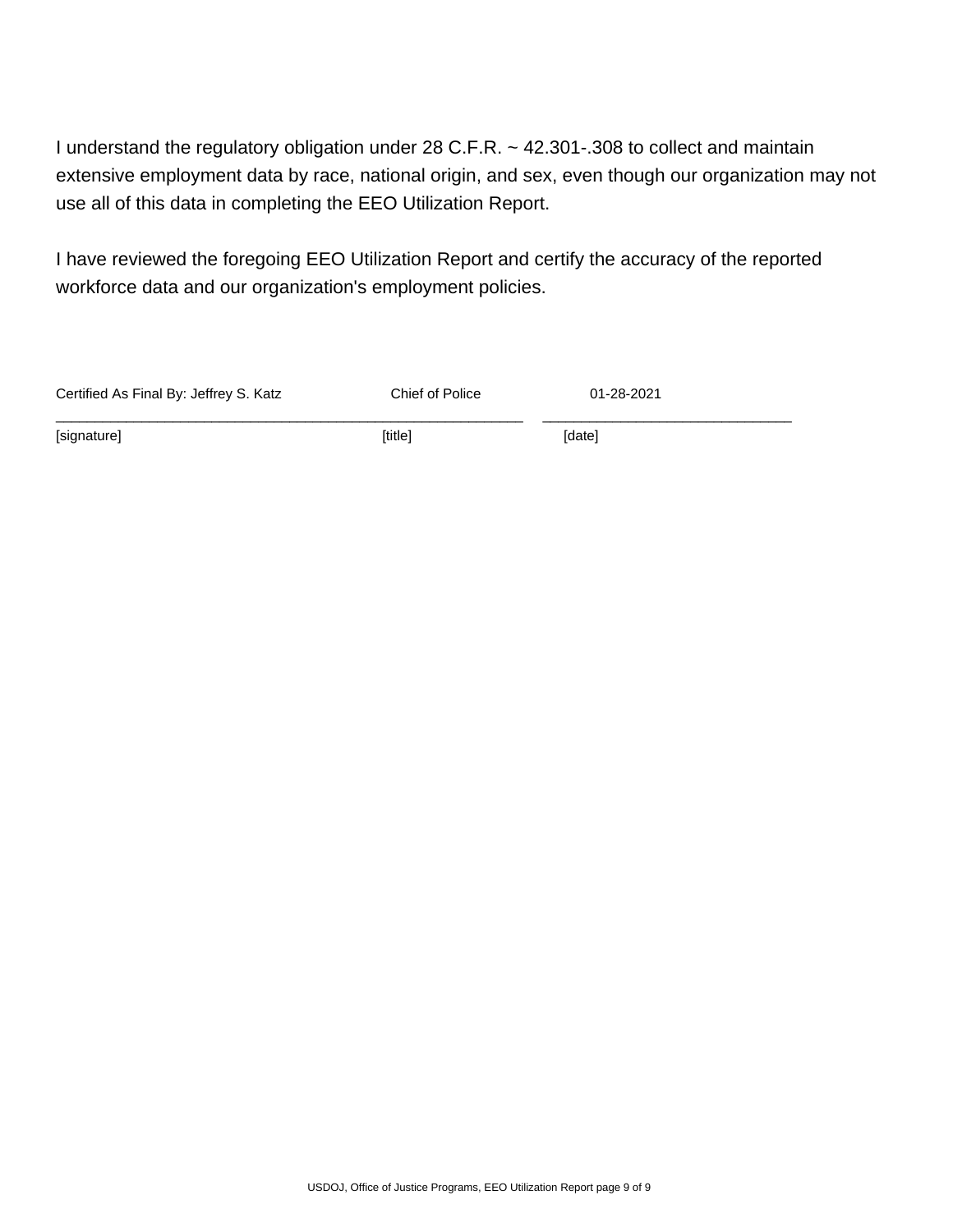I understand the regulatory obligation under 28 C.F.R. ~ 42.301-.308 to collect and maintain extensive employment data by race, national origin, and sex, even though our organization may not use all of this data in completing the EEO Utilization Report.

I have reviewed the foregoing EEO Utilization Report and certify the accuracy of the reported workforce data and our organization's employment policies.

Certified As Final By: Jeffrey S. Katz Chief of Police 01-28-2021

_______________________________________________________________ __________________________________

[signature] [title] [date]